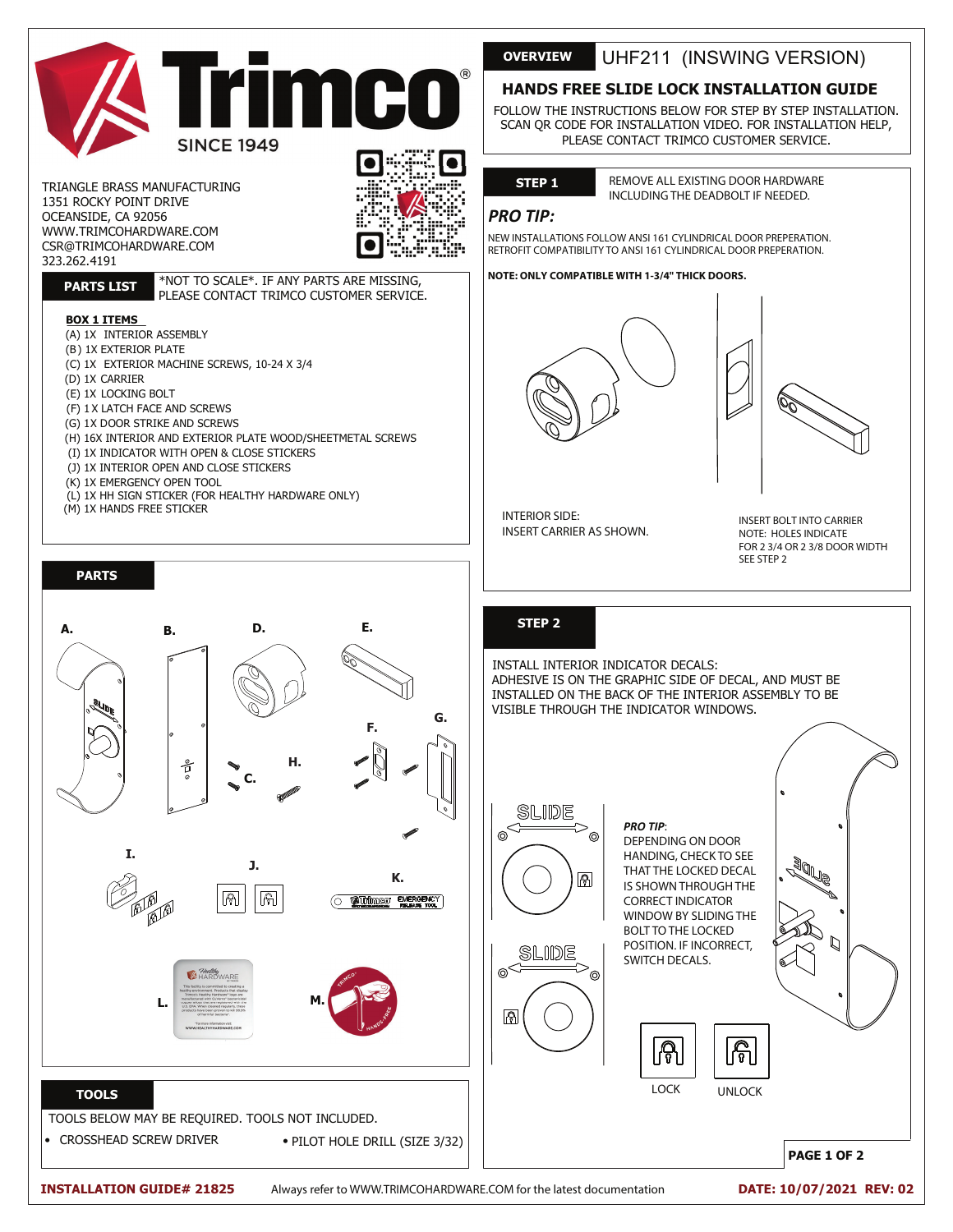# Trimco

SINCE 1949

TRIANGLE BRASS MANUFACTURING
1351 ROCKY POINT DRIVE
OCEANSIDE, CA 92056
WWW.TRIMCOHARDWARE.COM
CSR@TRIMCOHARDWARE.COM
323.262.4191

## PARTS LIST

*NOT TO SCALE*. IF ANY PARTS ARE MISSING, PLEASE CONTACT TRIMCO CUSTOMER SERVICE.

**BOX 1 ITEMS**

- (A) 1X INTERIOR ASSEMBLY
- (B) 1X EXTERIOR PLATE
- (C) 1X EXTERIOR MACHINE SCREWS, 10-24 X 3/4
- (D) 1X CARRIER
- (E) 1X LOCKING BOLT
- (F) 1 X LATCH FACE AND SCREWS
- (G) 1X DOOR STRIKE AND SCREWS
- (H) 16X INTERIOR AND EXTERIOR PLATE WOOD/SHEETMETAL SCREWS
- (I) 1X INDICATOR WITH OPEN & CLOSE STICKERS
- (J) 1X INTERIOR OPEN AND CLOSE STICKERS
- (K) 1X EMERGENCY OPEN TOOL
- (L) 1X HH SIGN STICKER (FOR HEALTHY HARDWARE ONLY)
- (M) 1X HANDS FREE STICKER

## PARTS

A. B. C. D. E. F. G. H. I. J. K. L. M.

## TOOLS

TOOLS BELOW MAY BE REQUIRED. TOOLS NOT INCLUDED.

- CROSSHEAD SCREW DRIVER
- PILOT HOLE DRILL (SIZE 3/32)

## OVERVIEW — UHF211 (INSWING VERSION)

### HANDS FREE SLIDE LOCK INSTALLATION GUIDE

FOLLOW THE INSTRUCTIONS BELOW FOR STEP BY STEP INSTALLATION. SCAN QR CODE FOR INSTALLATION VIDEO. FOR INSTALLATION HELP, PLEASE CONTACT TRIMCO CUSTOMER SERVICE.

## STEP 1

REMOVE ALL EXISTING DOOR HARDWARE INCLUDING THE DEADBOLT IF NEEDED.

***PRO TIP:***

NEW INSTALLATIONS FOLLOW ANSI 161 CYLINDRICAL DOOR PREPERATION.
RETROFIT COMPATIBILITY TO ANSI 161 CYLINDRICAL DOOR PREPERATION.

**NOTE: ONLY COMPATIBLE WITH 1-3/4" THICK DOORS.**

INTERIOR SIDE:
INSERT CARRIER AS SHOWN.

INSERT BOLT INTO CARRIER
NOTE: HOLES INDICATE
FOR 2 3/4 OR 2 3/8 DOOR WIDTH
SEE STEP 2

## STEP 2

INSTALL INTERIOR INDICATOR DECALS:
ADHESIVE IS ON THE GRAPHIC SIDE OF DECAL, AND MUST BE INSTALLED ON THE BACK OF THE INTERIOR ASSEMBLY TO BE VISIBLE THROUGH THE INDICATOR WINDOWS.

***PRO TIP***:
DEPENDING ON DOOR HANDING, CHECK TO SEE THAT THE LOCKED DECAL IS SHOWN THROUGH THE CORRECT INDICATOR WINDOW BY SLIDING THE BOLT TO THE LOCKED POSITION. IF INCORRECT, SWITCH DECALS.

SLIDE

SLIDE

LOCK UNLOCK

**INSTALLATION GUIDE# 21825** Always refer to WWW.TRIMCOHARDWARE.COM for the latest documentation **DATE: 10/07/2021 REV: 02**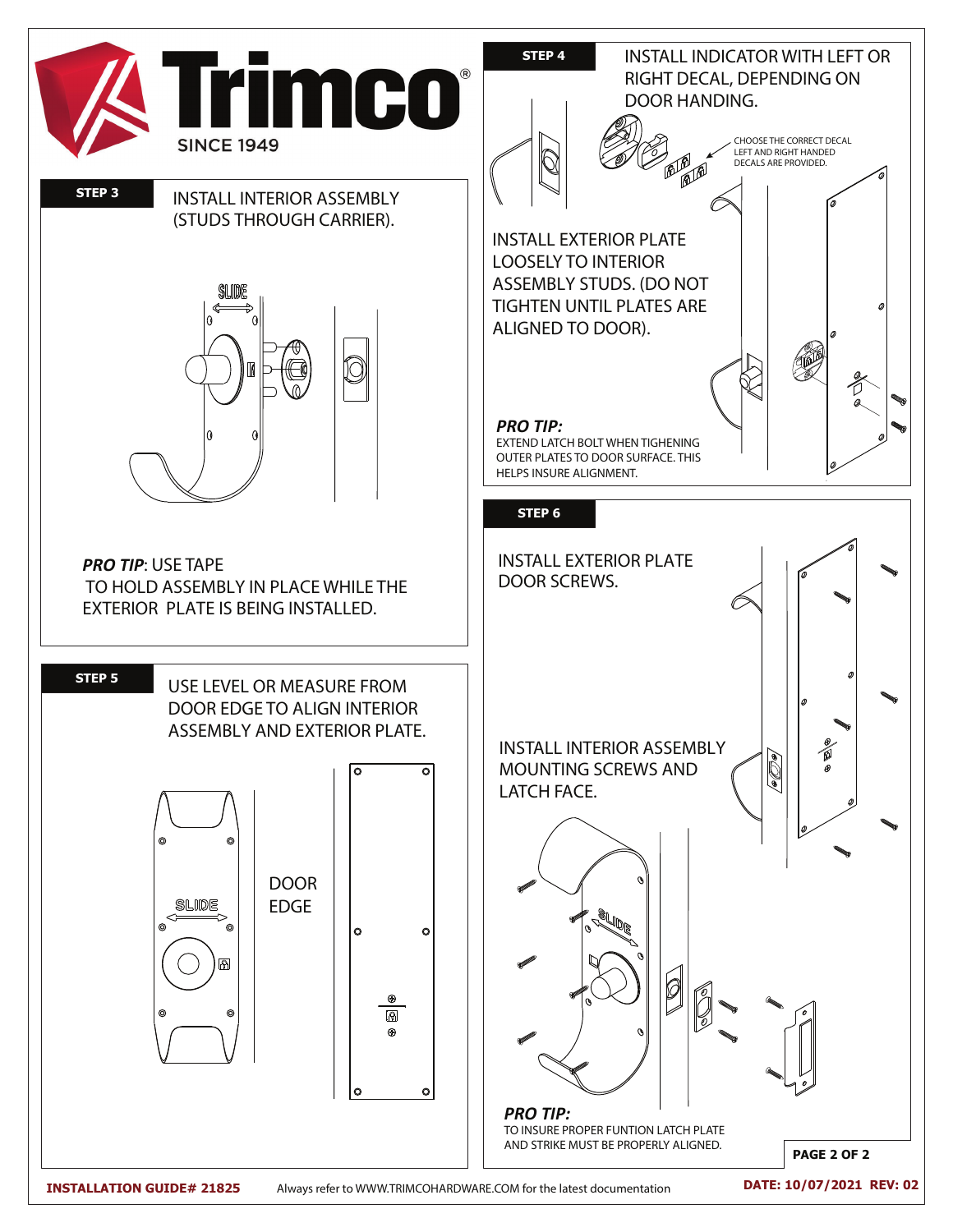# Trimco

SINCE 1949

## STEP 3

INSTALL INTERIOR ASSEMBLY (STUDS THROUGH CARRIER).

SLIDE

***PRO TIP***: USE TAPE TO HOLD ASSEMBLY IN PLACE WHILE THE EXTERIOR PLATE IS BEING INSTALLED.

## STEP 5

USE LEVEL OR MEASURE FROM DOOR EDGE TO ALIGN INTERIOR ASSEMBLY AND EXTERIOR PLATE.

SLIDE

DOOR EDGE

## STEP 4

INSTALL INDICATOR WITH LEFT OR RIGHT DECAL, DEPENDING ON DOOR HANDING.

CHOOSE THE CORRECT DECAL LEFT AND RIGHT HANDED DECALS ARE PROVIDED.

INSTALL EXTERIOR PLATE LOOSELY TO INTERIOR ASSEMBLY STUDS. (DO NOT TIGHTEN UNTIL PLATES ARE ALIGNED TO DOOR).

***PRO TIP:***
EXTEND LATCH BOLT WHEN TIGHENING OUTER PLATES TO DOOR SURFACE. THIS HELPS INSURE ALIGNMENT.

## STEP 6

INSTALL EXTERIOR PLATE DOOR SCREWS.

INSTALL INTERIOR ASSEMBLY MOUNTING SCREWS AND LATCH FACE.

SLIDE

***PRO TIP:***
TO INSURE PROPER FUNTION LATCH PLATE AND STRIKE MUST BE PROPERLY ALIGNED.

**INSTALLATION GUIDE# 21825** Always refer to WWW.TRIMCOHARDWARE.COM for the latest documentation **DATE: 10/07/2021 REV: 02**